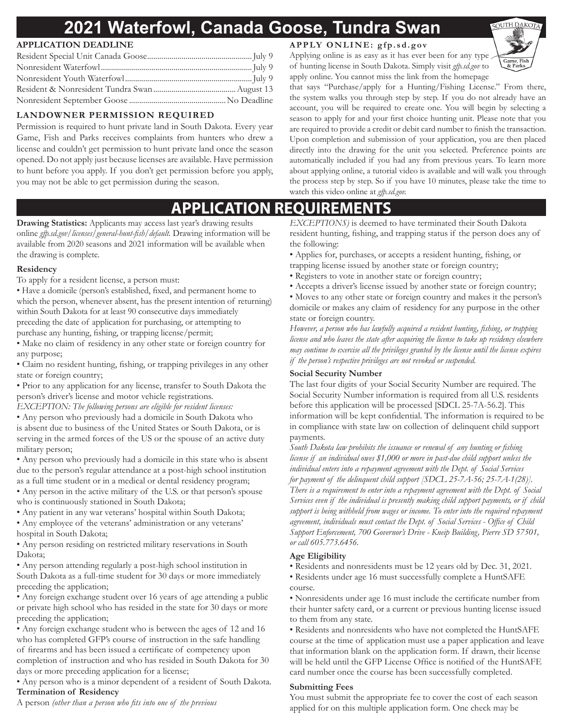# 2021 Waterfowl, Canada Goose, Tundra Swan

### APPLICATION DEADLINE

| | |
|---|---|
| Resident Special Unit Canada Goose | July 9 |
| Nonresident Waterfowl | July 9 |
| Nonresident Youth Waterfowl | July 9 |
| Resident & Nonresident Tundra Swan | August 13 |
| Nonresident September Goose | No Deadline |

### LANDOWNER PERMISSION REQUIRED

Permission is required to hunt private land in South Dakota. Every year Game, Fish and Parks receives complaints from hunters who drew a license and couldn't get permission to hunt private land once the season opened. Do not apply just because licenses are available. Have permission to hunt before you apply. If you don't get permission before you apply, you may not be able to get permission during the season.

### APPLY ONLINE: gfp.sd.gov

Applying online is as easy as it has ever been for any type of hunting license in South Dakota. Simply visit *gfp.sd.gov* to apply online. You cannot miss the link from the homepage that says "Purchase/apply for a Hunting/Fishing License." From there, the system walks you through step by step. If you do not already have an account, you will be required to create one. You will begin by selecting a season to apply for and your first choice hunting unit. Please note that you are required to provide a credit or debit card number to finish the transaction. Upon completion and submission of your application, you are then placed directly into the drawing for the unit you selected. Preference points are automatically included if you had any from previous years. To learn more about applying online, a tutorial video is available and will walk you through the process step by step. So if you have 10 minutes, please take the time to watch this video online at *gfp.sd.gov.*

## APPLICATION REQUIREMENTS

**Drawing Statistics:** Applicants may access last year's drawing results online *gfp.sd.gov/licenses/general-hunt-fish/default.* Drawing information will be available from 2020 seasons and 2021 information will be available when the drawing is complete.

### Residency

To apply for a resident license, a person must:

- Have a domicile (person's established, fixed, and permanent home to which the person, whenever absent, has the present intention of returning) within South Dakota for at least 90 consecutive days immediately preceding the date of application for purchasing, or attempting to purchase any hunting, fishing, or trapping license/permit;
- Make no claim of residency in any other state or foreign country for any purpose;
- Claim no resident hunting, fishing, or trapping privileges in any other state or foreign country;
- Prior to any application for any license, transfer to South Dakota the person's driver's license and motor vehicle registrations.

*EXCEPTION: The following persons are eligible for resident licenses:*

- Any person who previously had a domicile in South Dakota who is absent due to business of the United States or South Dakota, or is serving in the armed forces of the US or the spouse of an active duty military person;
- Any person who previously had a domicile in this state who is absent due to the person's regular attendance at a post-high school institution as a full time student or in a medical or dental residency program;
- Any person in the active military of the U.S. or that person's spouse who is continuously stationed in South Dakota;
- Any patient in any war veterans' hospital within South Dakota;
- Any employee of the veterans' administration or any veterans' hospital in South Dakota;
- Any person residing on restricted military reservations in South Dakota;
- Any person attending regularly a post-high school institution in South Dakota as a full-time student for 30 days or more immediately preceding the application;
- Any foreign exchange student over 16 years of age attending a public or private high school who has resided in the state for 30 days or more preceding the application;
- Any foreign exchange student who is between the ages of 12 and 16 who has completed GFP's course of instruction in the safe handling of firearms and has been issued a certificate of competency upon completion of instruction and who has resided in South Dakota for 30 days or more preceding application for a license;
- Any person who is a minor dependent of a resident of South Dakota.

**Termination of Residency**

A person *(other than a person who fits into one of the previous EXCEPTIONS)* is deemed to have terminated their South Dakota resident hunting, fishing, and trapping status if the person does any of the following:

- Applies for, purchases, or accepts a resident hunting, fishing, or trapping license issued by another state or foreign country;
- Registers to vote in another state or foreign country;
- Accepts a driver's license issued by another state or foreign country;
- Moves to any other state or foreign country and makes it the person's domicile or makes any claim of residency for any purpose in the other state or foreign country.

*However, a person who has lawfully acquired a resident hunting, fishing, or trapping license and who leaves the state after acquiring the license to take up residency elsewhere may continue to exercise all the privileges granted by the license until the license expires if the person's respective privileges are not revoked or suspended.*

### Social Security Number

The last four digits of your Social Security Number are required. The Social Security Number information is required from all U.S. residents before this application will be processed [SDCL 25-7A-56.2]. This information will be kept confidential. The information is required to be in compliance with state law on collection of delinquent child support payments.

*South Dakota law prohibits the issuance or renewal of any hunting or fishing license if an individual owes $1,000 or more in past-due child support unless the individual enters into a repayment agreement with the Dept. of Social Services for payment of the delinquent child support [SDCL 25-7A-56; 25-7A-1(28)]. There is a requirement to enter into a repayment agreement with the Dept. of Social Services even if the individual is presently making child support payments, or if child support is being withheld from wages or income. To enter into the required repayment agreement, individuals must contact the Dept. of Social Services - Office of Child Support Enforcement, 700 Governor's Drive - Kneip Building, Pierre SD 57501, or call 605.773.6456.*

### Age Eligibility

- Residents and nonresidents must be 12 years old by Dec. 31, 2021.
- Residents under age 16 must successfully complete a HuntSAFE course.
- Nonresidents under age 16 must include the certificate number from their hunter safety card, or a current or previous hunting license issued to them from any state.
- Residents and nonresidents who have not completed the HuntSAFE course at the time of application must use a paper application and leave that information blank on the application form. If drawn, their license will be held until the GFP License Office is notified of the HuntSAFE card number once the course has been successfully completed.

### Submitting Fees

You must submit the appropriate fee to cover the cost of each season applied for on this multiple application form. One check may be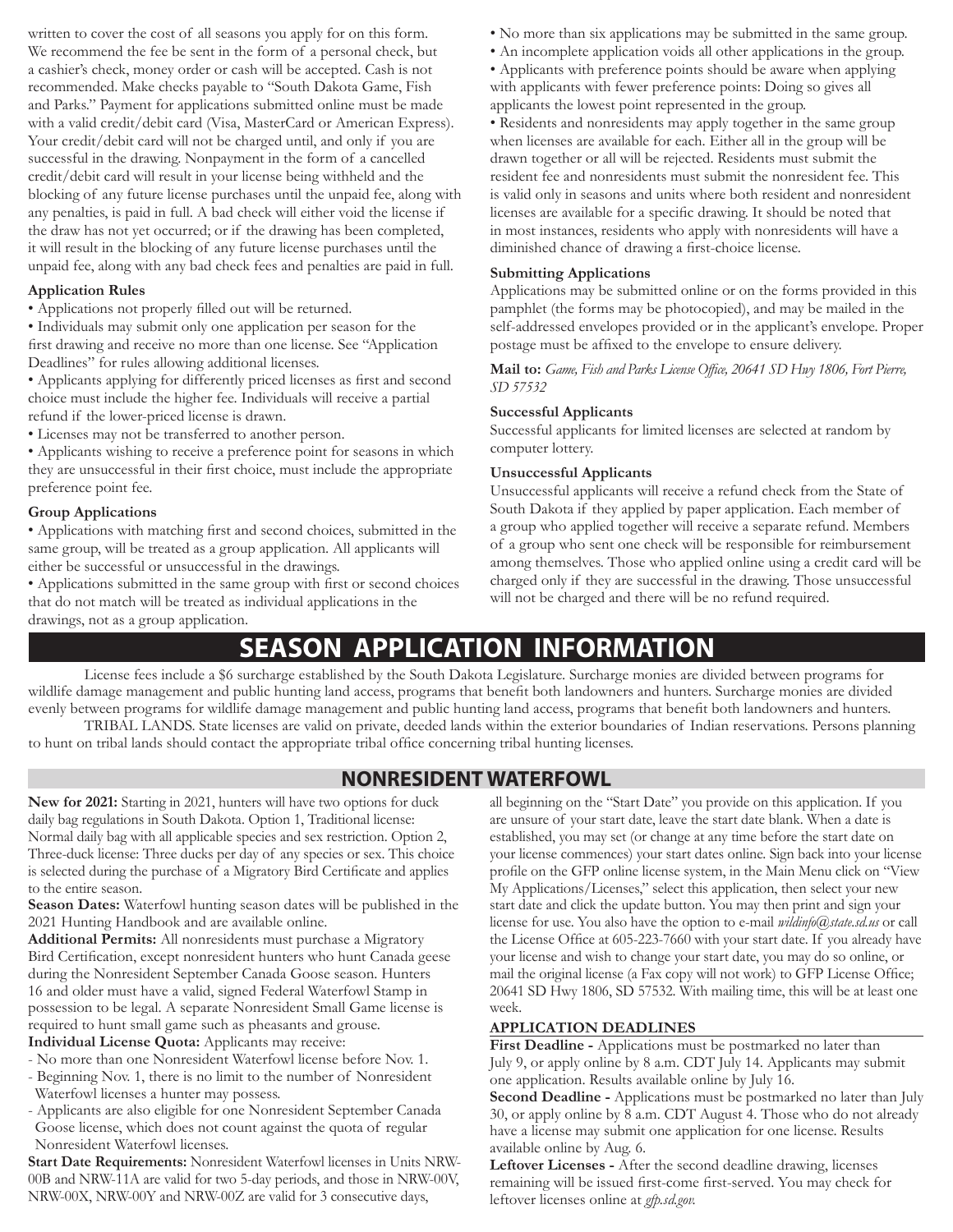written to cover the cost of all seasons you apply for on this form. We recommend the fee be sent in the form of a personal check, but a cashier's check, money order or cash will be accepted. Cash is not recommended. Make checks payable to "South Dakota Game, Fish and Parks." Payment for applications submitted online must be made with a valid credit/debit card (Visa, MasterCard or American Express). Your credit/debit card will not be charged until, and only if you are successful in the drawing. Nonpayment in the form of a cancelled credit/debit card will result in your license being withheld and the blocking of any future license purchases until the unpaid fee, along with any penalties, is paid in full. A bad check will either void the license if the draw has not yet occurred; or if the drawing has been completed, it will result in the blocking of any future license purchases until the unpaid fee, along with any bad check fees and penalties are paid in full.

**Application Rules**

- Applications not properly filled out will be returned.
- Individuals may submit only one application per season for the first drawing and receive no more than one license. See "Application Deadlines" for rules allowing additional licenses.
- Applicants applying for differently priced licenses as first and second choice must include the higher fee. Individuals will receive a partial refund if the lower-priced license is drawn.
- Licenses may not be transferred to another person.
- Applicants wishing to receive a preference point for seasons in which they are unsuccessful in their first choice, must include the appropriate preference point fee.

**Group Applications**

- Applications with matching first and second choices, submitted in the same group, will be treated as a group application. All applicants will either be successful or unsuccessful in the drawings.
- Applications submitted in the same group with first or second choices that do not match will be treated as individual applications in the drawings, not as a group application.
- No more than six applications may be submitted in the same group.
- An incomplete application voids all other applications in the group.
- Applicants with preference points should be aware when applying with applicants with fewer preference points: Doing so gives all applicants the lowest point represented in the group.
- Residents and nonresidents may apply together in the same group when licenses are available for each. Either all in the group will be drawn together or all will be rejected. Residents must submit the resident fee and nonresidents must submit the nonresident fee. This is valid only in seasons and units where both resident and nonresident licenses are available for a specific drawing. It should be noted that in most instances, residents who apply with nonresidents will have a diminished chance of drawing a first-choice license.

**Submitting Applications**

Applications may be submitted online or on the forms provided in this pamphlet (the forms may be photocopied), and may be mailed in the self-addressed envelopes provided or in the applicant's envelope. Proper postage must be affixed to the envelope to ensure delivery.

**Mail to:** *Game, Fish and Parks License Office, 20641 SD Hwy 1806, Fort Pierre, SD 57532*

**Successful Applicants**

Successful applicants for limited licenses are selected at random by computer lottery.

**Unsuccessful Applicants**

Unsuccessful applicants will receive a refund check from the State of South Dakota if they applied by paper application. Each member of a group who applied together will receive a separate refund. Members of a group who sent one check will be responsible for reimbursement among themselves. Those who applied online using a credit card will be charged only if they are successful in the drawing. Those unsuccessful will not be charged and there will be no refund required.

# SEASON APPLICATION INFORMATION

License fees include a $6 surcharge established by the South Dakota Legislature. Surcharge monies are divided between programs for wildlife damage management and public hunting land access, programs that benefit both landowners and hunters. Surcharge monies are divided evenly between programs for wildlife damage management and public hunting land access, programs that benefit both landowners and hunters.

TRIBAL LANDS. State licenses are valid on private, deeded lands within the exterior boundaries of Indian reservations. Persons planning to hunt on tribal lands should contact the appropriate tribal office concerning tribal hunting licenses.

## NONRESIDENT WATERFOWL

**New for 2021:** Starting in 2021, hunters will have two options for duck daily bag regulations in South Dakota. Option 1, Traditional license: Normal daily bag with all applicable species and sex restriction. Option 2, Three-duck license: Three ducks per day of any species or sex. This choice is selected during the purchase of a Migratory Bird Certificate and applies to the entire season.

**Season Dates:** Waterfowl hunting season dates will be published in the 2021 Hunting Handbook and are available online.

**Additional Permits:** All nonresidents must purchase a Migratory Bird Certification, except nonresident hunters who hunt Canada geese during the Nonresident September Canada Goose season. Hunters 16 and older must have a valid, signed Federal Waterfowl Stamp in possession to be legal. A separate Nonresident Small Game license is required to hunt small game such as pheasants and grouse.

**Individual License Quota:** Applicants may receive:

- No more than one Nonresident Waterfowl license before Nov. 1.
- Beginning Nov. 1, there is no limit to the number of Nonresident Waterfowl licenses a hunter may possess.
- Applicants are also eligible for one Nonresident September Canada Goose license, which does not count against the quota of regular Nonresident Waterfowl licenses.

**Start Date Requirements:** Nonresident Waterfowl licenses in Units NRW-00B and NRW-11A are valid for two 5-day periods, and those in NRW-00V, NRW-00X, NRW-00Y and NRW-00Z are valid for 3 consecutive days, all beginning on the "Start Date" you provide on this application. If you are unsure of your start date, leave the start date blank. When a date is established, you may set (or change at any time before the start date on your license commences) your start dates online. Sign back into your license profile on the GFP online license system, in the Main Menu click on "View My Applications/Licenses," select this application, then select your new start date and click the update button. You may then print and sign your license for use. You also have the option to e-mail *wildinfo@state.sd.us* or call the License Office at 605-223-7660 with your start date. If you already have your license and wish to change your start date, you may do so online, or mail the original license (a Fax copy will not work) to GFP License Office; 20641 SD Hwy 1806, SD 57532. With mailing time, this will be at least one week.

**APPLICATION DEADLINES**

**First Deadline -** Applications must be postmarked no later than July 9, or apply online by 8 a.m. CDT July 14. Applicants may submit one application. Results available online by July 16.

**Second Deadline -** Applications must be postmarked no later than July 30, or apply online by 8 a.m. CDT August 4. Those who do not already have a license may submit one application for one license. Results available online by Aug. 6.

**Leftover Licenses -** After the second deadline drawing, licenses remaining will be issued first-come first-served. You may check for leftover licenses online at *gfp.sd.gov.*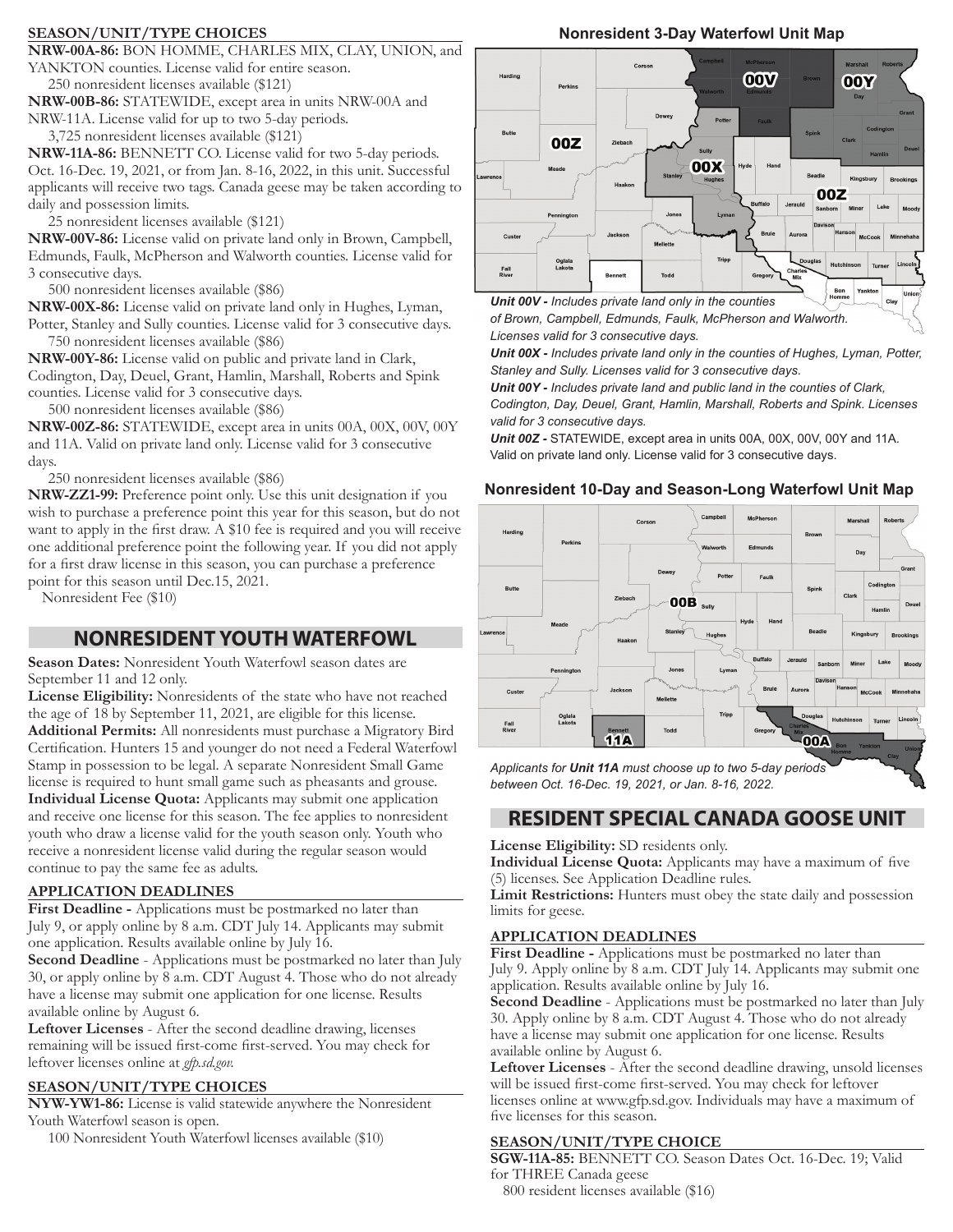### SEASON/UNIT/TYPE CHOICES

**NRW-00A-86:** BON HOMME, CHARLES MIX, CLAY, UNION, and YANKTON counties. License valid for entire season.

250 nonresident licenses available ($121)

**NRW-00B-86:** STATEWIDE, except area in units NRW-00A and NRW-11A. License valid for up to two 5-day periods.

3,725 nonresident licenses available ($121)

**NRW-11A-86:** BENNETT CO. License valid for two 5-day periods. Oct. 16-Dec. 19, 2021, or from Jan. 8-16, 2022, in this unit. Successful applicants will receive two tags. Canada geese may be taken according to daily and possession limits.

25 nonresident licenses available ($121)

**NRW-00V-86:** License valid on private land only in Brown, Campbell, Edmunds, Faulk, McPherson and Walworth counties. License valid for 3 consecutive days.

500 nonresident licenses available ($86)

**NRW-00X-86:** License valid on private land only in Hughes, Lyman, Potter, Stanley and Sully counties. License valid for 3 consecutive days.

750 nonresident licenses available ($86)

**NRW-00Y-86:** License valid on public and private land in Clark, Codington, Day, Deuel, Grant, Hamlin, Marshall, Roberts and Spink counties. License valid for 3 consecutive days.

500 nonresident licenses available ($86)

**NRW-00Z-86:** STATEWIDE, except area in units 00A, 00X, 00V, 00Y and 11A. Valid on private land only. License valid for 3 consecutive days.

250 nonresident licenses available ($86)

**NRW-ZZ1-99:** Preference point only. Use this unit designation if you wish to purchase a preference point this year for this season, but do not want to apply in the first draw. A $10 fee is required and you will receive one additional preference point the following year. If you did not apply for a first draw license in this season, you can purchase a preference point for this season until Dec.15, 2021.

Nonresident Fee ($10)

## NONRESIDENT YOUTH WATERFOWL

**Season Dates:** Nonresident Youth Waterfowl season dates are September 11 and 12 only.

**License Eligibility:** Nonresidents of the state who have not reached the age of 18 by September 11, 2021, are eligible for this license.

**Additional Permits:** All nonresidents must purchase a Migratory Bird Certification. Hunters 15 and younger do not need a Federal Waterfowl Stamp in possession to be legal. A separate Nonresident Small Game license is required to hunt small game such as pheasants and grouse.

**Individual License Quota:** Applicants may submit one application and receive one license for this season. The fee applies to nonresident youth who draw a license valid for the youth season only. Youth who receive a nonresident license valid during the regular season would continue to pay the same fee as adults.

### APPLICATION DEADLINES

**First Deadline -** Applications must be postmarked no later than July 9, or apply online by 8 a.m. CDT July 14. Applicants may submit one application. Results available online by July 16.

**Second Deadline** - Applications must be postmarked no later than July 30, or apply online by 8 a.m. CDT August 4. Those who do not already have a license may submit one application for one license. Results available online by August 6.

**Leftover Licenses** - After the second deadline drawing, licenses remaining will be issued first-come first-served. You may check for leftover licenses online at *gfp.sd.gov.*

### SEASON/UNIT/TYPE CHOICES

**NYW-YW1-86:** License is valid statewide anywhere the Nonresident Youth Waterfowl season is open.

100 Nonresident Youth Waterfowl licenses available ($10)

### Nonresident 3-Day Waterfowl Unit Map

*Unit 00V - Includes private land only in the counties of Brown, Campbell, Edmunds, Faulk, McPherson and Walworth. Licenses valid for 3 consecutive days.*

*Unit 00X - Includes private land only in the counties of Hughes, Lyman, Potter, Stanley and Sully. Licenses valid for 3 consecutive days.*

*Unit 00Y - Includes private land and public land in the counties of Clark, Codington, Day, Deuel, Grant, Hamlin, Marshall, Roberts and Spink. Licenses valid for 3 consecutive days.*

*Unit 00Z -* STATEWIDE, except area in units 00A, 00X, 00V, 00Y and 11A. Valid on private land only. License valid for 3 consecutive days.

### Nonresident 10-Day and Season-Long Waterfowl Unit Map

*Applicants for **Unit 11A** must choose up to two 5-day periods between Oct. 16-Dec. 19, 2021, or Jan. 8-16, 2022.*

## RESIDENT SPECIAL CANADA GOOSE UNIT

**License Eligibility:** SD residents only.

**Individual License Quota:** Applicants may have a maximum of five (5) licenses. See Application Deadline rules.

**Limit Restrictions:** Hunters must obey the state daily and possession limits for geese.

### APPLICATION DEADLINES

**First Deadline -** Applications must be postmarked no later than July 9. Apply online by 8 a.m. CDT July 14. Applicants may submit one application. Results available online by July 16.

**Second Deadline** - Applications must be postmarked no later than July 30. Apply online by 8 a.m. CDT August 4. Those who do not already have a license may submit one application for one license. Results available online by August 6.

**Leftover Licenses** - After the second deadline drawing, unsold licenses will be issued first-come first-served. You may check for leftover licenses online at www.gfp.sd.gov. Individuals may have a maximum of five licenses for this season.

### SEASON/UNIT/TYPE CHOICE

**SGW-11A-85:** BENNETT CO. Season Dates Oct. 16-Dec. 19; Valid for THREE Canada geese

800 resident licenses available ($16)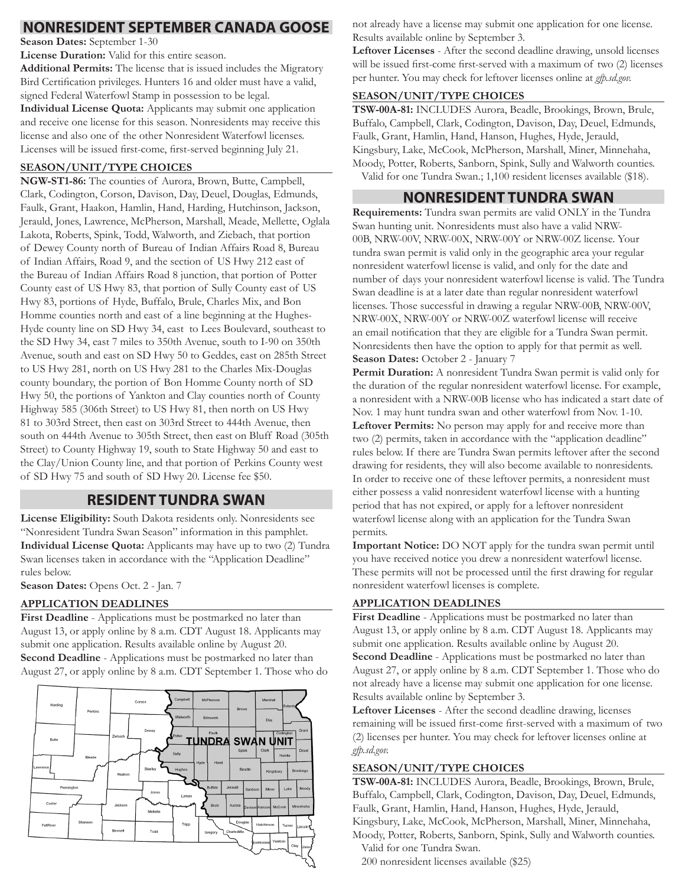## NONRESIDENT SEPTEMBER CANADA GOOSE

**Season Dates:** September 1-30

**License Duration:** Valid for this entire season.

**Additional Permits:** The license that is issued includes the Migratory Bird Certification privileges. Hunters 16 and older must have a valid, signed Federal Waterfowl Stamp in possession to be legal.

**Individual License Quota:** Applicants may submit one application and receive one license for this season. Nonresidents may receive this license and also one of the other Nonresident Waterfowl licenses. Licenses will be issued first-come, first-served beginning July 21.

### SEASON/UNIT/TYPE CHOICES

**NGW-ST1-86:** The counties of Aurora, Brown, Butte, Campbell, Clark, Codington, Corson, Davison, Day, Deuel, Douglas, Edmunds, Faulk, Grant, Haakon, Hamlin, Hand, Harding, Hutchinson, Jackson, Jerauld, Jones, Lawrence, McPherson, Marshall, Meade, Mellette, Oglala Lakota, Roberts, Spink, Todd, Walworth, and Ziebach, that portion of Dewey County north of Bureau of Indian Affairs Road 8, Bureau of Indian Affairs, Road 9, and the section of US Hwy 212 east of the Bureau of Indian Affairs Road 8 junction, that portion of Potter County east of US Hwy 83, that portion of Sully County east of US Hwy 83, portions of Hyde, Buffalo, Brule, Charles Mix, and Bon Homme counties north and east of a line beginning at the Hughes-Hyde county line on SD Hwy 34, east to Lees Boulevard, southeast to the SD Hwy 34, east 7 miles to 350th Avenue, south to I-90 on 350th Avenue, south and east on SD Hwy 50 to Geddes, east on 285th Street to US Hwy 281, north on US Hwy 281 to the Charles Mix-Douglas county boundary, the portion of Bon Homme County north of SD Hwy 50, the portions of Yankton and Clay counties north of County Highway 585 (306th Street) to US Hwy 81, then north on US Hwy 81 to 303rd Street, then east on 303rd Street to 444th Avenue, then south on 444th Avenue to 305th Street, then east on Bluff Road (305th Street) to County Highway 19, south to State Highway 50 and east to the Clay/Union County line, and that portion of Perkins County west of SD Hwy 75 and south of SD Hwy 20. License fee $50.

## RESIDENT TUNDRA SWAN

**License Eligibility:** South Dakota residents only. Nonresidents see "Nonresident Tundra Swan Season" information in this pamphlet.

**Individual License Quota:** Applicants may have up to two (2) Tundra Swan licenses taken in accordance with the "Application Deadline" rules below.

**Season Dates:** Opens Oct. 2 - Jan. 7

### APPLICATION DEADLINES

**First Deadline** - Applications must be postmarked no later than August 13, or apply online by 8 a.m. CDT August 18. Applicants may submit one application. Results available online by August 20.

**Second Deadline** - Applications must be postmarked no later than August 27, or apply online by 8 a.m. CDT September 1. Those who do not already have a license may submit one application for one license. Results available online by September 3.

**Leftover Licenses** - After the second deadline drawing, unsold licenses will be issued first-come first-served with a maximum of two (2) licenses per hunter. You may check for leftover licenses online at *gfp.sd.gov.*

### SEASON/UNIT/TYPE CHOICES

**TSW-00A-81:** INCLUDES Aurora, Beadle, Brookings, Brown, Brule, Buffalo, Campbell, Clark, Codington, Davison, Day, Deuel, Edmunds, Faulk, Grant, Hamlin, Hand, Hanson, Hughes, Hyde, Jerauld, Kingsbury, Lake, McCook, McPherson, Marshall, Miner, Minnehaha, Moody, Potter, Roberts, Sanborn, Spink, Sully and Walworth counties.
Valid for one Tundra Swan.; 1,100 resident licenses available ($18).

TUNDRA SWAN UNIT

## NONRESIDENT TUNDRA SWAN

**Requirements:** Tundra swan permits are valid ONLY in the Tundra Swan hunting unit. Nonresidents must also have a valid NRW-00B, NRW-00V, NRW-00X, NRW-00Y or NRW-00Z license. Your tundra swan permit is valid only in the geographic area your regular nonresident waterfowl license is valid, and only for the date and number of days your nonresident waterfowl license is valid. The Tundra Swan deadline is at a later date than regular nonresident waterfowl licenses. Those successful in drawing a regular NRW-00B, NRW-00V, NRW-00X, NRW-00Y or NRW-00Z waterfowl license will receive an email notification that they are eligible for a Tundra Swan permit. Nonresidents then have the option to apply for that permit as well.

**Season Dates:** October 2 - January 7

**Permit Duration:** A nonresident Tundra Swan permit is valid only for the duration of the regular nonresident waterfowl license. For example, a nonresident with a NRW-00B license who has indicated a start date of Nov. 1 may hunt tundra swan and other waterfowl from Nov. 1-10.

**Leftover Permits:** No person may apply for and receive more than two (2) permits, taken in accordance with the "application deadline" rules below. If there are Tundra Swan permits leftover after the second drawing for residents, they will also become available to nonresidents. In order to receive one of these leftover permits, a nonresident must either possess a valid nonresident waterfowl license with a hunting period that has not expired, or apply for a leftover nonresident waterfowl license along with an application for the Tundra Swan permits.

**Important Notice:** DO NOT apply for the tundra swan permit until you have received notice you drew a nonresident waterfowl license. These permits will not be processed until the first drawing for regular nonresident waterfowl licenses is complete.

### APPLICATION DEADLINES

**First Deadline** - Applications must be postmarked no later than August 13, or apply online by 8 a.m. CDT August 18. Applicants may submit one application. Results available online by August 20.

**Second Deadline** - Applications must be postmarked no later than August 27, or apply online by 8 a.m. CDT September 1. Those who do not already have a license may submit one application for one license. Results available online by September 3.

**Leftover Licenses** - After the second deadline drawing, licenses remaining will be issued first-come first-served with a maximum of two (2) licenses per hunter. You may check for leftover licenses online at *gfp.sd.gov.*

### SEASON/UNIT/TYPE CHOICES

**TSW-00A-81:** INCLUDES Aurora, Beadle, Brookings, Brown, Brule, Buffalo, Campbell, Clark, Codington, Davison, Day, Deuel, Edmunds, Faulk, Grant, Hamlin, Hand, Hanson, Hughes, Hyde, Jerauld, Kingsbury, Lake, McCook, McPherson, Marshall, Miner, Minnehaha, Moody, Potter, Roberts, Sanborn, Spink, Sully and Walworth counties.
Valid for one Tundra Swan.
200 nonresident licenses available ($25)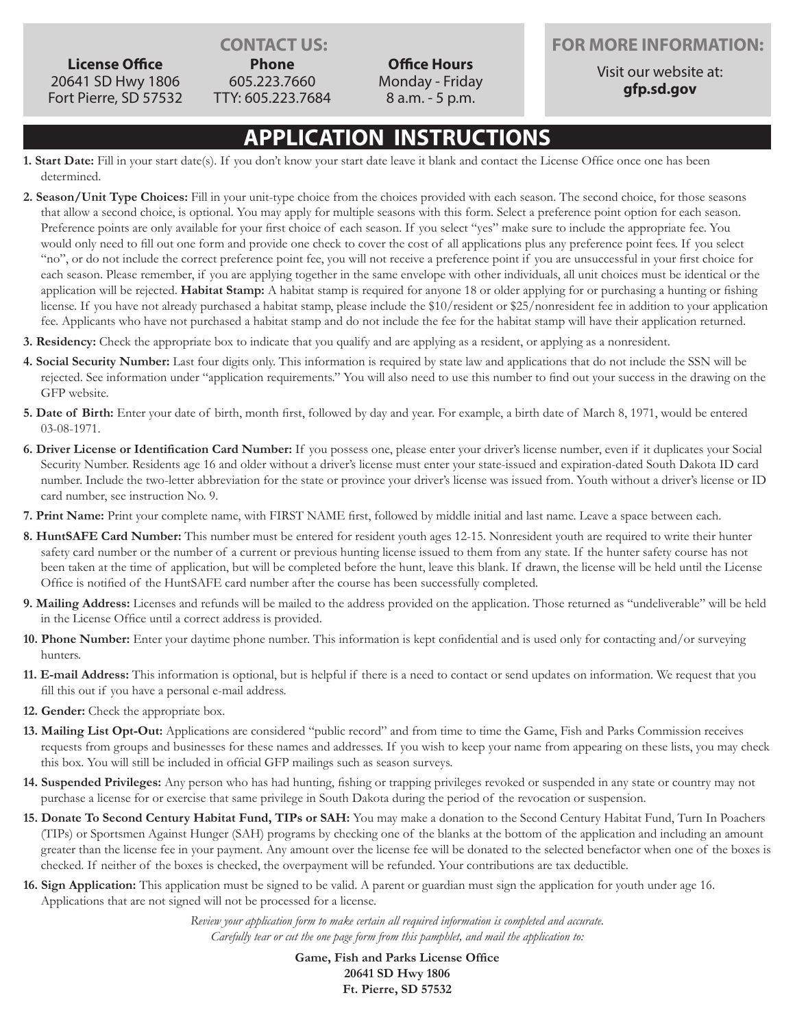## CONTACT US:

**License Office**
20641 SD Hwy 1806
Fort Pierre, SD 57532

**Phone**
605.223.7660
TTY: 605.223.7684

**Office Hours**
Monday - Friday
8 a.m. - 5 p.m.

## FOR MORE INFORMATION:

Visit our website at:
**gfp.sd.gov**

# APPLICATION INSTRUCTIONS

**1. Start Date:** Fill in your start date(s). If you don't know your start date leave it blank and contact the License Office once one has been determined.

**2. Season/Unit Type Choices:** Fill in your unit-type choice from the choices provided with each season. The second choice, for those seasons that allow a second choice, is optional. You may apply for multiple seasons with this form. Select a preference point option for each season. Preference points are only available for your first choice of each season. If you select "yes" make sure to include the appropriate fee. You would only need to fill out one form and provide one check to cover the cost of all applications plus any preference point fees. If you select "no", or do not include the correct preference point fee, you will not receive a preference point if you are unsuccessful in your first choice for each season. Please remember, if you are applying together in the same envelope with other individuals, all unit choices must be identical or the application will be rejected. **Habitat Stamp:** A habitat stamp is required for anyone 18 or older applying for or purchasing a hunting or fishing license. If you have not already purchased a habitat stamp, please include the $10/resident or $25/nonresident fee in addition to your application fee. Applicants who have not purchased a habitat stamp and do not include the fee for the habitat stamp will have their application returned.

**3. Residency:** Check the appropriate box to indicate that you qualify and are applying as a resident, or applying as a nonresident.

**4. Social Security Number:** Last four digits only. This information is required by state law and applications that do not include the SSN will be rejected. See information under "application requirements." You will also need to use this number to find out your success in the drawing on the GFP website.

**5. Date of Birth:** Enter your date of birth, month first, followed by day and year. For example, a birth date of March 8, 1971, would be entered 03-08-1971.

**6. Driver License or Identification Card Number:** If you possess one, please enter your driver's license number, even if it duplicates your Social Security Number. Residents age 16 and older without a driver's license must enter your state-issued and expiration-dated South Dakota ID card number. Include the two-letter abbreviation for the state or province your driver's license was issued from. Youth without a driver's license or ID card number, see instruction No. 9.

**7. Print Name:** Print your complete name, with FIRST NAME first, followed by middle initial and last name. Leave a space between each.

**8. HuntSAFE Card Number:** This number must be entered for resident youth ages 12-15. Nonresident youth are required to write their hunter safety card number or the number of a current or previous hunting license issued to them from any state. If the hunter safety course has not been taken at the time of application, but will be completed before the hunt, leave this blank. If drawn, the license will be held until the License Office is notified of the HuntSAFE card number after the course has been successfully completed.

**9. Mailing Address:** Licenses and refunds will be mailed to the address provided on the application. Those returned as "undeliverable" will be held in the License Office until a correct address is provided.

**10. Phone Number:** Enter your daytime phone number. This information is kept confidential and is used only for contacting and/or surveying hunters.

**11. E-mail Address:** This information is optional, but is helpful if there is a need to contact or send updates on information. We request that you fill this out if you have a personal e-mail address.

**12. Gender:** Check the appropriate box.

**13. Mailing List Opt-Out:** Applications are considered "public record" and from time to time the Game, Fish and Parks Commission receives requests from groups and businesses for these names and addresses. If you wish to keep your name from appearing on these lists, you may check this box. You will still be included in official GFP mailings such as season surveys.

**14. Suspended Privileges:** Any person who has had hunting, fishing or trapping privileges revoked or suspended in any state or country may not purchase a license for or exercise that same privilege in South Dakota during the period of the revocation or suspension.

**15. Donate To Second Century Habitat Fund, TIPs or SAH:** You may make a donation to the Second Century Habitat Fund, Turn In Poachers (TIPs) or Sportsmen Against Hunger (SAH) programs by checking one of the blanks at the bottom of the application and including an amount greater than the license fee in your payment. Any amount over the license fee will be donated to the selected benefactor when one of the boxes is checked. If neither of the boxes is checked, the overpayment will be refunded. Your contributions are tax deductible.

**16. Sign Application:** This application must be signed to be valid. A parent or guardian must sign the application for youth under age 16. Applications that are not signed will not be processed for a license.

*Review your application form to make certain all required information is completed and accurate.*
*Carefully tear or cut the one page form from this pamphlet, and mail the application to:*

**Game, Fish and Parks License Office**
**20641 SD Hwy 1806**
**Ft. Pierre, SD 57532**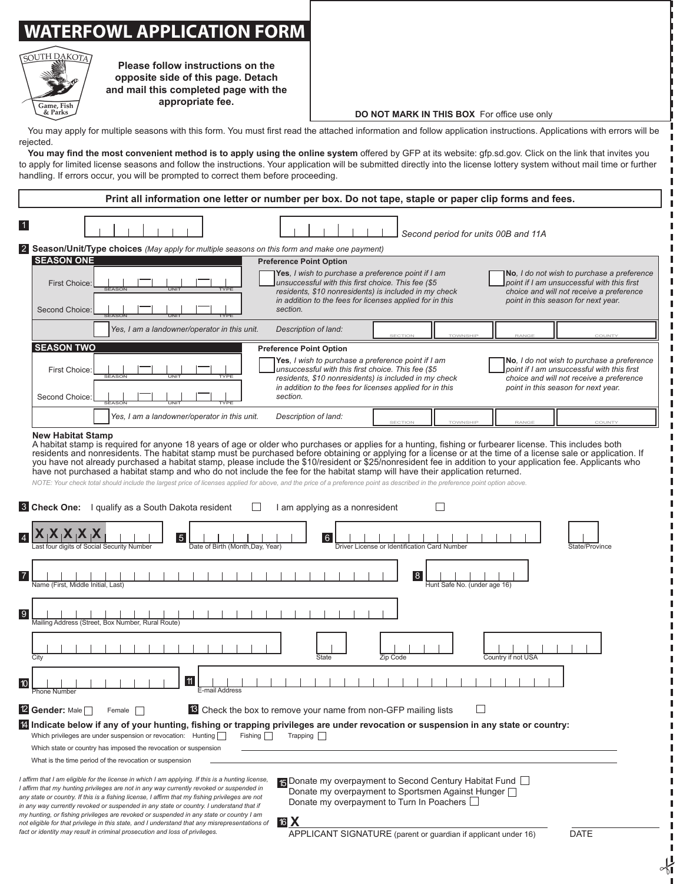# WATERFOWL APPLICATION FORM

SOUTH DAKOTA Game, Fish & Parks

**Please follow instructions on the opposite side of this page. Detach and mail this completed page with the appropriate fee.**

**DO NOT MARK IN THIS BOX** For office use only

You may apply for multiple seasons with this form. You must first read the attached information and follow application instructions. Applications with errors will be rejected.

**You may find the most convenient method is to apply using the online system** offered by GFP at its website: gfp.sd.gov. Click on the link that invites you to apply for limited license seasons and follow the instructions. Your application will be submitted directly into the license lottery system without mail time or further handling. If errors occur, you will be prompted to correct them before proceeding.

**Print all information one letter or number per box. Do not tape, staple or paper clip forms and fees.**

1 ☐ ☐ *Second period for units 00B and 11A*

2 **Season/Unit/Type choices** *(May apply for multiple seasons on this form and make one payment)*

**SEASON ONE**

First Choice: SEASON UNIT TYPE

Second Choice: SEASON UNIT TYPE

**Preference Point Option**

☐ **Yes**, *I wish to purchase a preference point if I am unsuccessful with this first choice. This fee ($5 residents, $10 nonresidents) is included in my check in addition to the fees for licenses applied for in this section.*

☐ **No**, *I do not wish to purchase a preference point if I am unsuccessful with this first choice and will not receive a preference point in this season for next year.*

☐ *Yes, I am a landowner/operator in this unit.* *Description of land:* SECTION TOWNSHIP RANGE COUNTY

**SEASON TWO**

First Choice: SEASON UNIT TYPE

Second Choice: SEASON UNIT TYPE

**Preference Point Option**

☐ **Yes**, *I wish to purchase a preference point if I am unsuccessful with this first choice. This fee ($5 residents, $10 nonresidents) is included in my check in addition to the fees for licenses applied for in this section.*

☐ **No**, *I do not wish to purchase a preference point if I am unsuccessful with this first choice and will not receive a preference point in this season for next year.*

☐ *Yes, I am a landowner/operator in this unit.* *Description of land:* SECTION TOWNSHIP RANGE COUNTY

**New Habitat Stamp**

A habitat stamp is required for anyone 18 years of age or older who purchases or applies for a hunting, fishing or furbearer license. This includes both residents and nonresidents. The habitat stamp must be purchased before obtaining or applying for a license or at the time of a license sale or application. If you have not already purchased a habitat stamp, please include the $10/resident or $25/nonresident fee in addition to your application fee. Applicants who have not purchased a habitat stamp and who do not include the fee for the habitat stamp will have their application returned.

*NOTE: Your check total should include the largest price of licenses applied for above, and the price of a preference point as described in the preference point option above.*

3 **Check One:** I qualify as a South Dakota resident ☐ I am applying as a nonresident ☐

4 X X X X X — Last four digits of Social Security Number

5 Date of Birth (Month,Day, Year)

6 Driver License or Identification Card Number — State/Province

7 Name (First, Middle Initial, Last)

8 Hunt Safe No. (under age 16)

9 Mailing Address (Street, Box Number, Rural Route)

City — State — Zip Code — Country if not USA

10 Phone Number

11 E-mail Address

12 **Gender:** Male ☐ Female ☐

13 Check the box to remove your name from non-GFP mailing lists ☐

14 **Indicate below if any of your hunting, fishing or trapping privileges are under revocation or suspension in any state or country:**

Which privileges are under suspension or revocation: Hunting ☐ Fishing ☐ Trapping ☐

Which state or country has imposed the revocation or suspension ____________________

What is the time period of the revocation or suspension ____________________

*I affirm that I am eligible for the license in which I am applying. If this is a hunting license, I affirm that my hunting privileges are not in any way currently revoked or suspended in any state or country. If this is a fishing license, I affirm that my fishing privileges are not in any way currently revoked or suspended in any state or country. I understand that if my hunting, or fishing privileges are revoked or suspended in any state or country I am not eligible for that privilege in this state, and I understand that any misrepresentations of fact or identity may result in criminal prosecution and loss of privileges.*

15 Donate my overpayment to Second Century Habitat Fund ☐
Donate my overpayment to Sportsmen Against Hunger ☐
Donate my overpayment to Turn In Poachers ☐

16 **X** ____________________ ____________

APPLICANT SIGNATURE (parent or guardian if applicant under 16) DATE